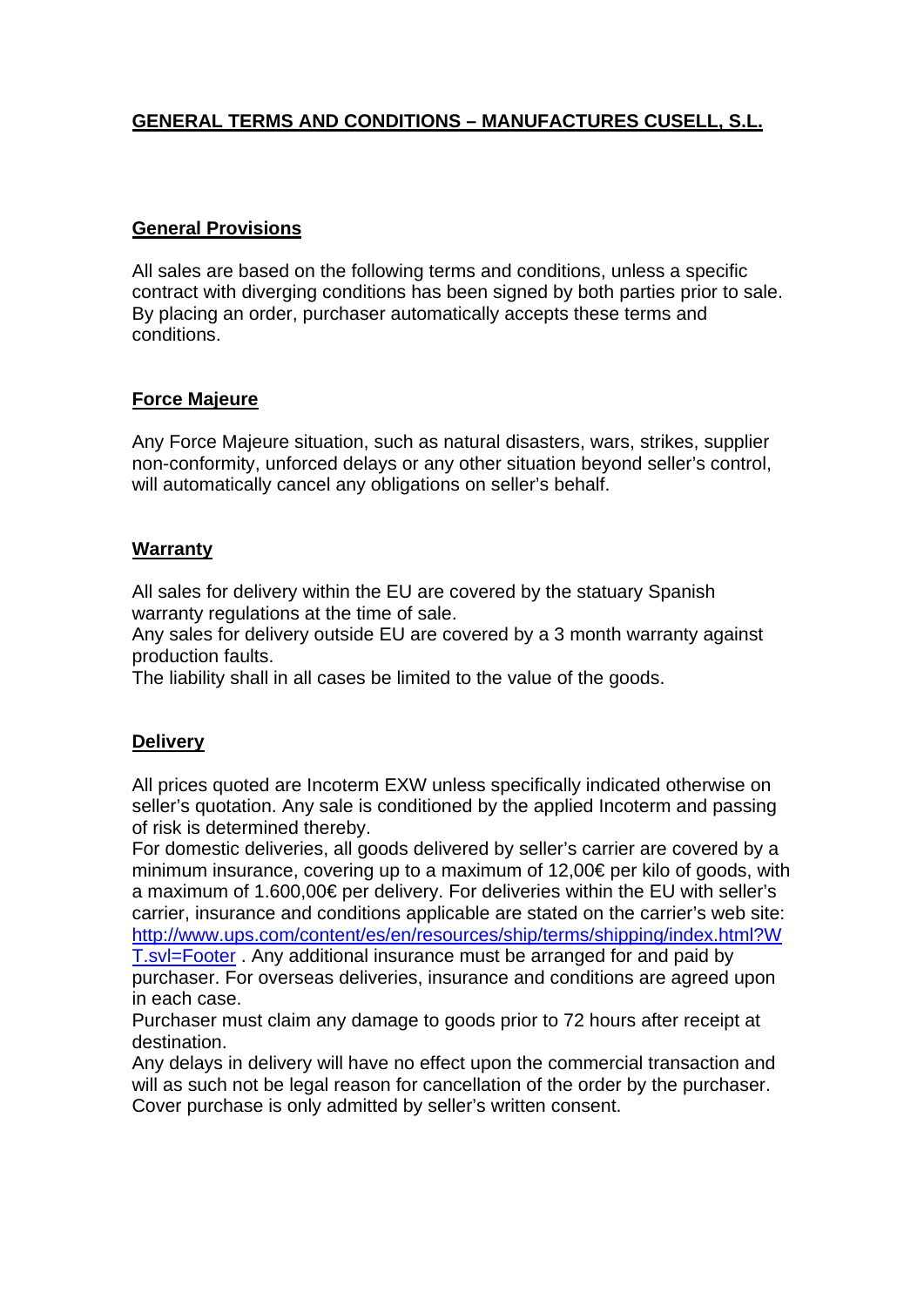# GENERAL TERMS AND CONDITIONS – MANUFACTURES CUSELL, S.L.

## General Provisions

All sales are based on the following terms and conditions, unless a specific contract with diverging conditions has been signed by both parties prior to sale. By placing an order, purchaser automatically accepts these terms and conditions.

## Force Majeure

Any Force Majeure situation, such as natural disasters, wars, strikes, supplier non-conformity, unforced delays or any other situation beyond seller's control, will automatically cancel any obligations on seller's behalf.

## Warranty

All sales for delivery within the EU are covered by the statuary Spanish warranty regulations at the time of sale.
Any sales for delivery outside EU are covered by a 3 month warranty against production faults.
The liability shall in all cases be limited to the value of the goods.

## Delivery

All prices quoted are Incoterm EXW unless specifically indicated otherwise on seller's quotation. Any sale is conditioned by the applied Incoterm and passing of risk is determined thereby.
For domestic deliveries, all goods delivered by seller's carrier are covered by a minimum insurance, covering up to a maximum of 12,00€ per kilo of goods, with a maximum of 1.600,00€ per delivery. For deliveries within the EU with seller's carrier, insurance and conditions applicable are stated on the carrier's web site: [http://www.ups.com/content/es/en/resources/ship/terms/shipping/index.html?WT.svl=Footer](http://www.ups.com/content/es/en/resources/ship/terms/shipping/index.html?WT.svl=Footer) . Any additional insurance must be arranged for and paid by purchaser. For overseas deliveries, insurance and conditions are agreed upon in each case.
Purchaser must claim any damage to goods prior to 72 hours after receipt at destination.
Any delays in delivery will have no effect upon the commercial transaction and will as such not be legal reason for cancellation of the order by the purchaser. Cover purchase is only admitted by seller's written consent.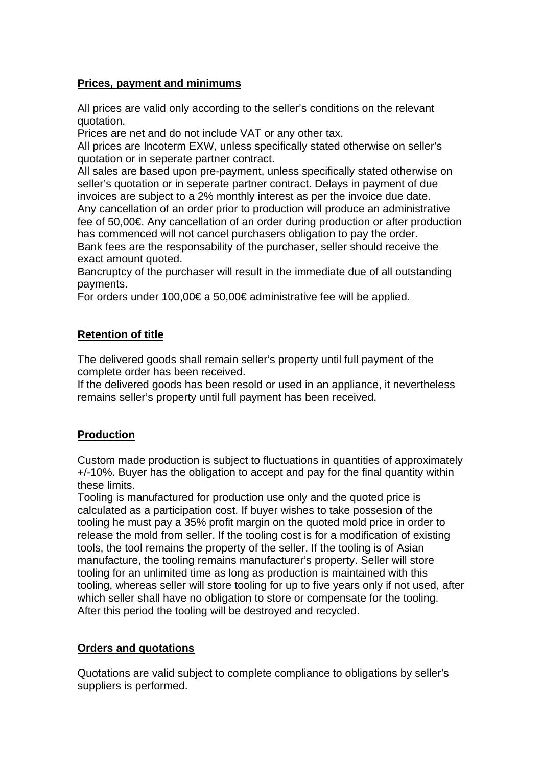**Prices, payment and minimums**

All prices are valid only according to the seller's conditions on the relevant quotation.
Prices are net and do not include VAT or any other tax.
All prices are Incoterm EXW, unless specifically stated otherwise on seller's quotation or in seperate partner contract.
All sales are based upon pre-payment, unless specifically stated otherwise on seller's quotation or in seperate partner contract. Delays in payment of due invoices are subject to a 2% monthly interest as per the invoice due date.
Any cancellation of an order prior to production will produce an administrative fee of 50,00€. Any cancellation of an order during production or after production has commenced will not cancel purchasers obligation to pay the order.
Bank fees are the responsability of the purchaser, seller should receive the exact amount quoted.
Bancruptcy of the purchaser will result in the immediate due of all outstanding payments.
For orders under 100,00€ a 50,00€ administrative fee will be applied.

**Retention of title**

The delivered goods shall remain seller's property until full payment of the complete order has been received.
If the delivered goods has been resold or used in an appliance, it nevertheless remains seller's property until full payment has been received.

**Production**

Custom made production is subject to fluctuations in quantities of approximately +/-10%. Buyer has the obligation to accept and pay for the final quantity within these limits.
Tooling is manufactured for production use only and the quoted price is calculated as a participation cost. If buyer wishes to take possesion of the tooling he must pay a 35% profit margin on the quoted mold price in order to release the mold from seller. If the tooling cost is for a modification of existing tools, the tool remains the property of the seller. If the tooling is of Asian manufacture, the tooling remains manufacturer's property. Seller will store tooling for an unlimited time as long as production is maintained with this tooling, whereas seller will store tooling for up to five years only if not used, after which seller shall have no obligation to store or compensate for the tooling. After this period the tooling will be destroyed and recycled.

**Orders and quotations**

Quotations are valid subject to complete compliance to obligations by seller's suppliers is performed.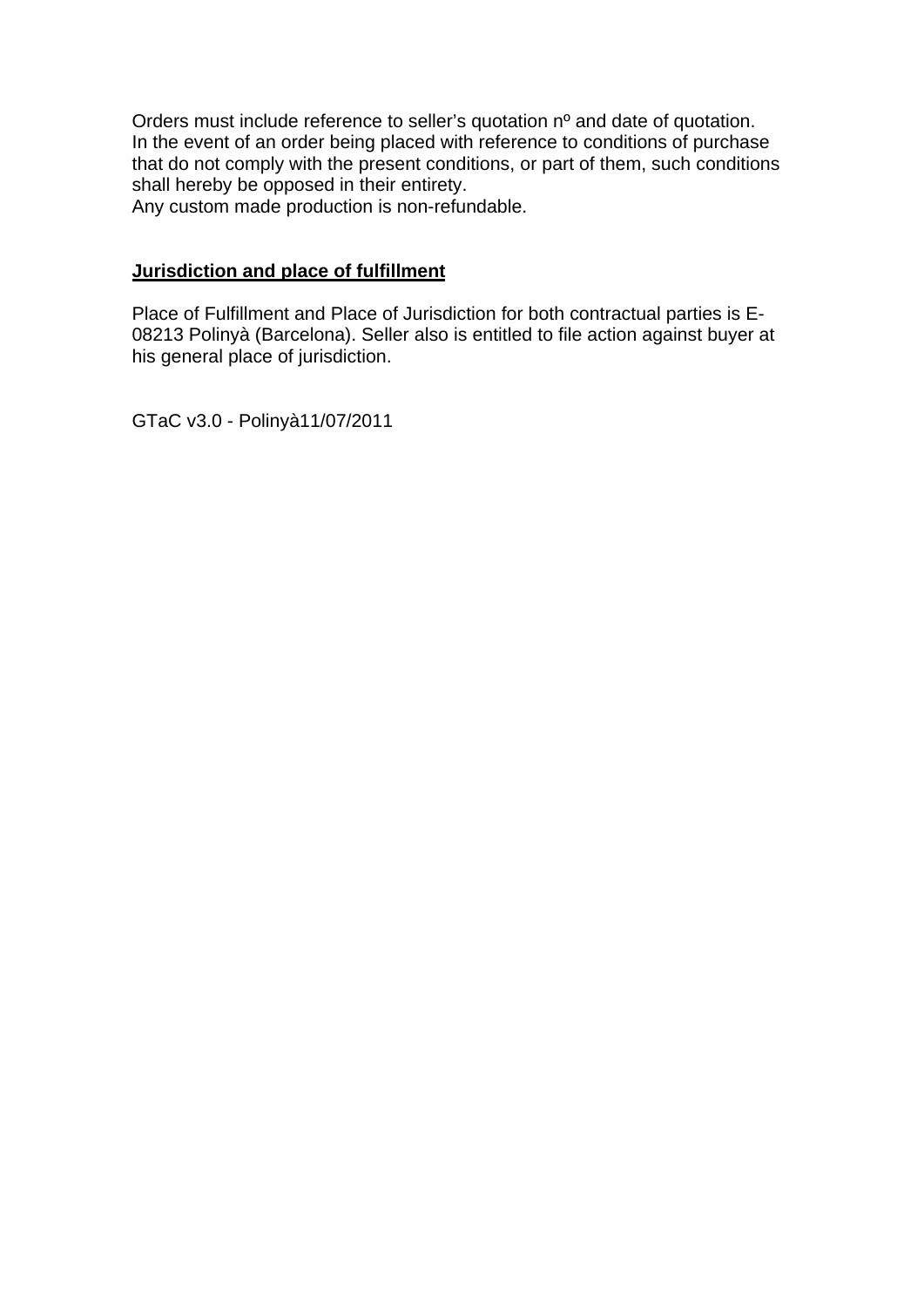Orders must include reference to seller's quotation nº and date of quotation.
In the event of an order being placed with reference to conditions of purchase that do not comply with the present conditions, or part of them, such conditions shall hereby be opposed in their entirety.
Any custom made production is non-refundable.

**Jurisdiction and place of fulfillment**

Place of Fulfillment and Place of Jurisdiction for both contractual parties is E-08213 Polinyà (Barcelona). Seller also is entitled to file action against buyer at his general place of jurisdiction.

GTaC v3.0 - Polinyà11/07/2011